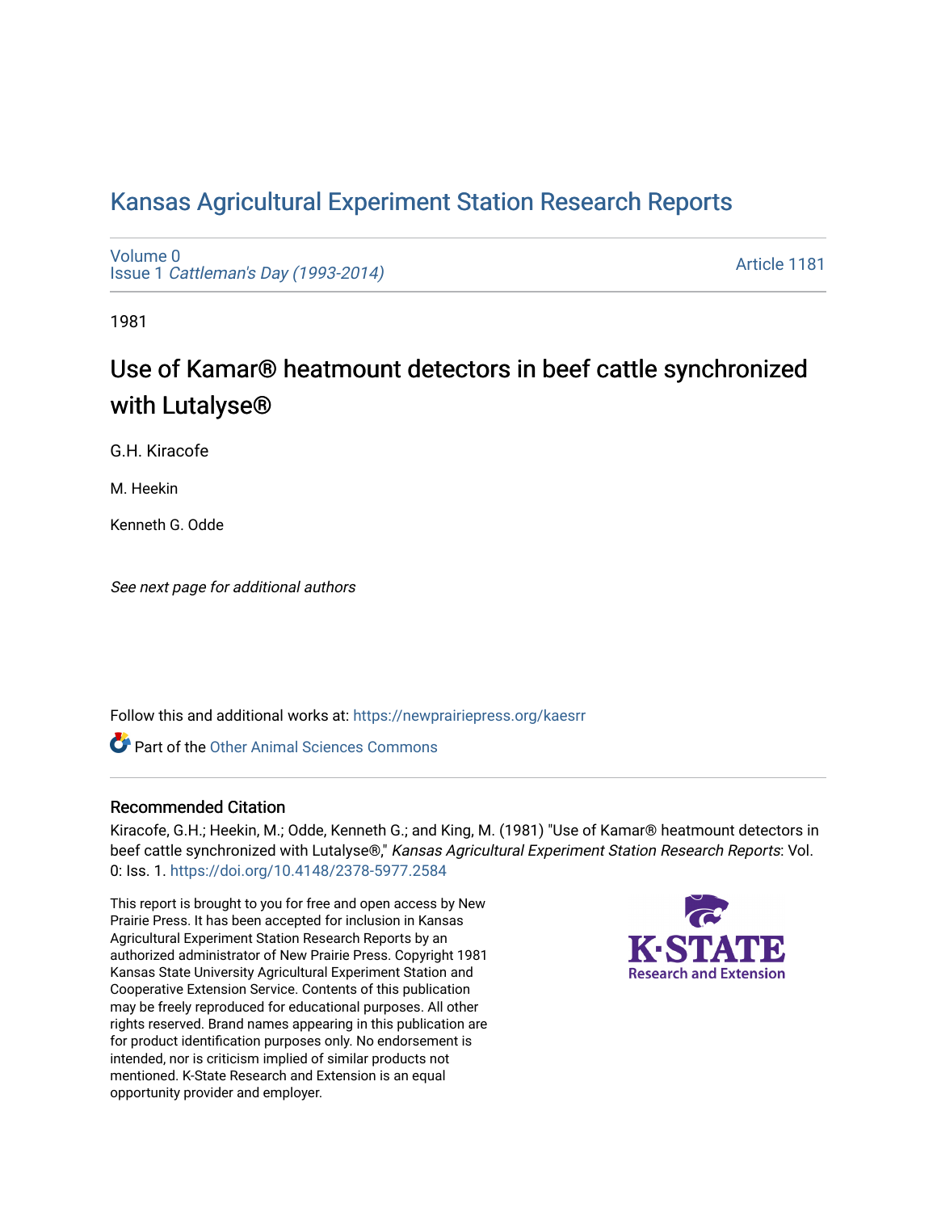# Kansas Agricultural Experiment Station Research Reports

Volume 0
Issue 1 *Cattleman's Day (1993-2014)*

Article 1181

1981

## Use of Kamar® heatmount detectors in beef cattle synchronized with Lutalyse®

G.H. Kiracofe

M. Heekin

Kenneth G. Odde

*See next page for additional authors*

Follow this and additional works at: https://newprairiepress.org/kaesrr

Part of the Other Animal Sciences Commons

### Recommended Citation

Kiracofe, G.H.; Heekin, M.; Odde, Kenneth G.; and King, M. (1981) "Use of Kamar® heatmount detectors in beef cattle synchronized with Lutalyse®," *Kansas Agricultural Experiment Station Research Reports*: Vol. 0: Iss. 1. https://doi.org/10.4148/2378-5977.2584

This report is brought to you for free and open access by New Prairie Press. It has been accepted for inclusion in Kansas Agricultural Experiment Station Research Reports by an authorized administrator of New Prairie Press. Copyright 1981 Kansas State University Agricultural Experiment Station and Cooperative Extension Service. Contents of this publication may be freely reproduced for educational purposes. All other rights reserved. Brand names appearing in this publication are for product identification purposes only. No endorsement is intended, nor is criticism implied of similar products not mentioned. K-State Research and Extension is an equal opportunity provider and employer.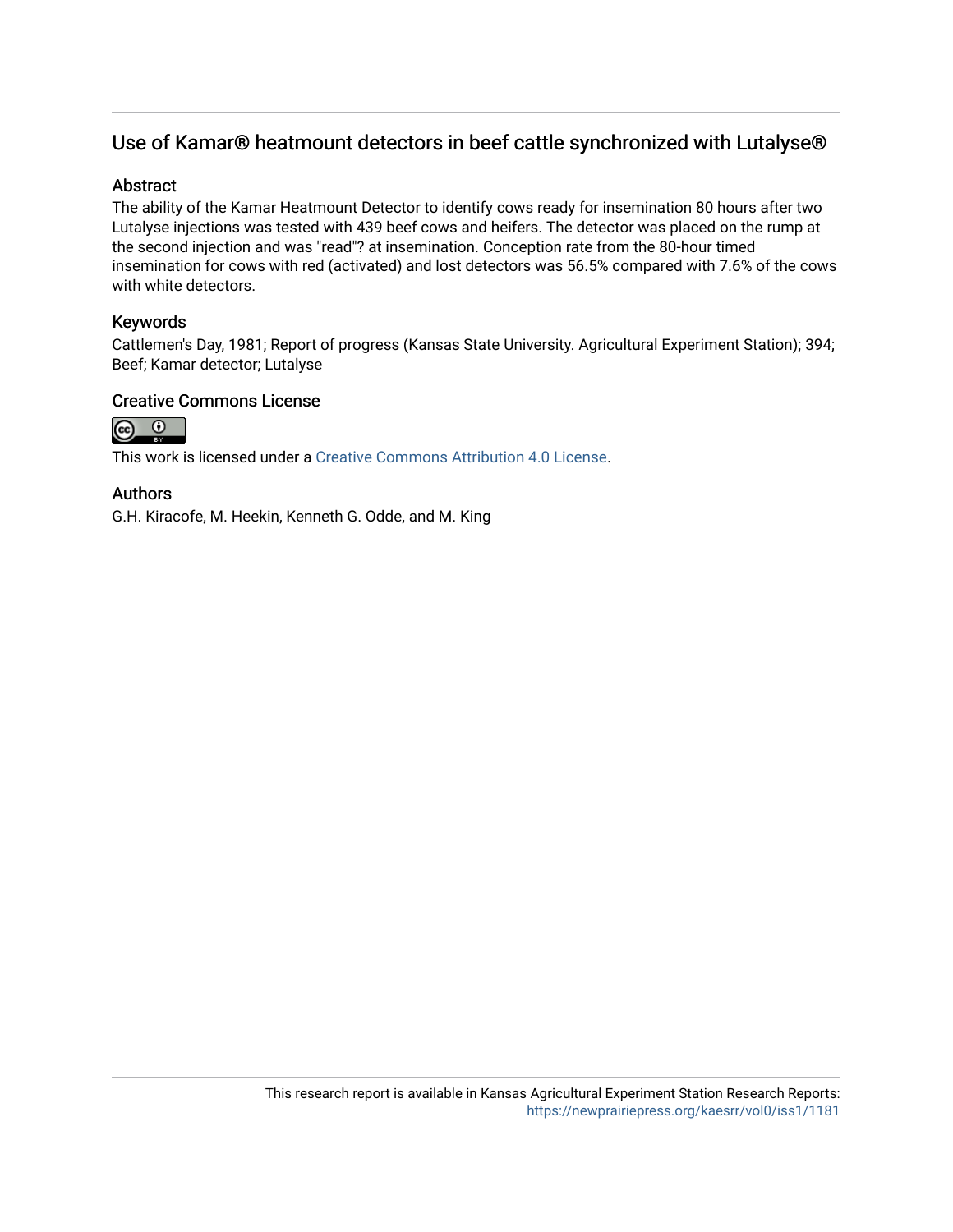# Use of Kamar® heatmount detectors in beef cattle synchronized with Lutalyse®

## Abstract

The ability of the Kamar Heatmount Detector to identify cows ready for insemination 80 hours after two Lutalyse injections was tested with 439 beef cows and heifers. The detector was placed on the rump at the second injection and was "read"? at insemination. Conception rate from the 80-hour timed insemination for cows with red (activated) and lost detectors was 56.5% compared with 7.6% of the cows with white detectors.

## Keywords

Cattlemen's Day, 1981; Report of progress (Kansas State University. Agricultural Experiment Station); 394; Beef; Kamar detector; Lutalyse

## Creative Commons License

This work is licensed under a Creative Commons Attribution 4.0 License.

## Authors

G.H. Kiracofe, M. Heekin, Kenneth G. Odde, and M. King

This research report is available in Kansas Agricultural Experiment Station Research Reports: https://newprairiepress.org/kaesrr/vol0/iss1/1181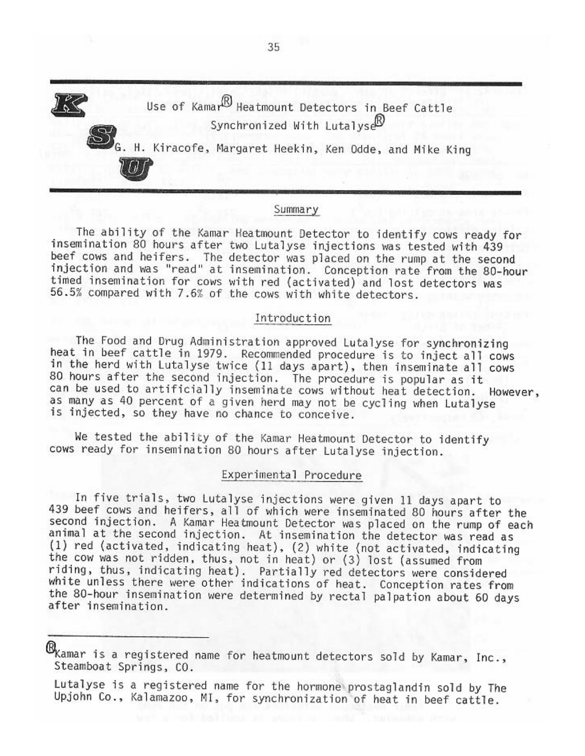# Use of Kamar® Heatmount Detectors in Beef Cattle Synchronized With Lutalyse®

G. H. Kiracofe, Margaret Heekin, Ken Odde, and Mike King

## Summary

The ability of the Kamar Heatmount Detector to identify cows ready for insemination 80 hours after two Lutalyse injections was tested with 439 beef cows and heifers. The detector was placed on the rump at the second injection and was "read" at insemination. Conception rate from the 80-hour timed insemination for cows with red (activated) and lost detectors was 56.5% compared with 7.6% of the cows with white detectors.

## Introduction

The Food and Drug Administration approved Lutalyse for synchronizing heat in beef cattle in 1979. Recommended procedure is to inject all cows in the herd with Lutalyse twice (11 days apart), then inseminate all cows 80 hours after the second injection. The procedure is popular as it can be used to artificially inseminate cows without heat detection. However, as many as 40 percent of a given herd may not be cycling when Lutalyse is injected, so they have no chance to conceive.

We tested the ability of the Kamar Heatmount Detector to identify cows ready for insemination 80 hours after Lutalyse injection.

## Experimental Procedure

In five trials, two Lutalyse injections were given 11 days apart to 439 beef cows and heifers, all of which were inseminated 80 hours after the second injection. A Kamar Heatmount Detector was placed on the rump of each animal at the second injection. At insemination the detector was read as (1) red (activated, indicating heat), (2) white (not activated, indicating the cow was not ridden, thus, not in heat) or (3) lost (assumed from riding, thus, indicating heat). Partially red detectors were considered white unless there were other indications of heat. Conception rates from the 80-hour insemination were determined by rectal palpation about 60 days after insemination.

---

®Kamar is a registered name for heatmount detectors sold by Kamar, Inc., Steamboat Springs, CO.

Lutalyse is a registered name for the hormone prostaglandin sold by The Upjohn Co., Kalamazoo, MI, for synchronization of heat in beef cattle.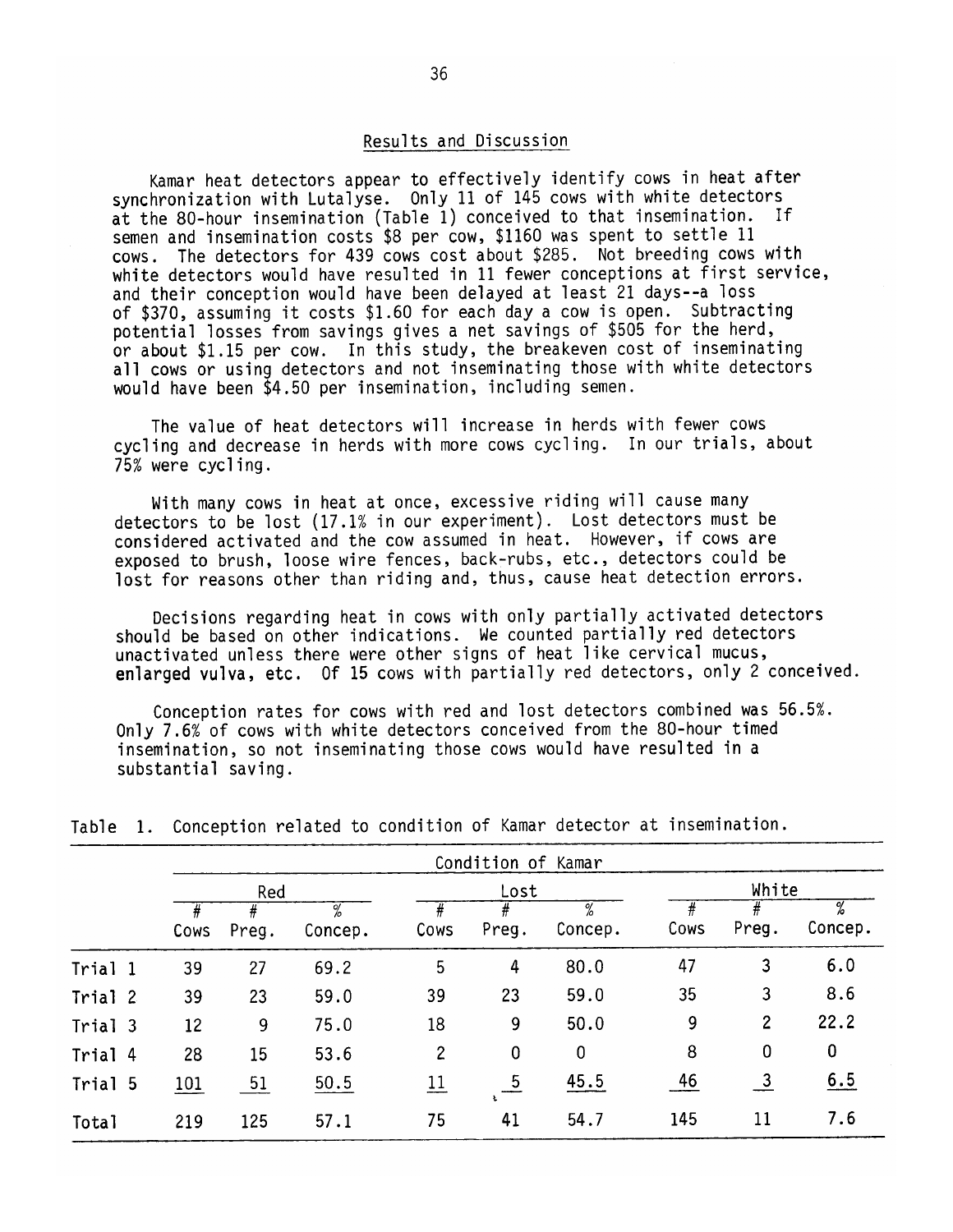## Results and Discussion

Kamar heat detectors appear to effectively identify cows in heat after synchronization with Lutalyse. Only 11 of 145 cows with white detectors at the 80-hour insemination (Table 1) conceived to that insemination. If semen and insemination costs $8 per cow, $1160 was spent to settle 11 cows. The detectors for 439 cows cost about $285. Not breeding cows with white detectors would have resulted in 11 fewer conceptions at first service, and their conception would have been delayed at least 21 days--a loss of $370, assuming it costs $1.60 for each day a cow is open. Subtracting potential losses from savings gives a net savings of $505 for the herd, or about $1.15 per cow. In this study, the breakeven cost of inseminating all cows or using detectors and not inseminating those with white detectors would have been $4.50 per insemination, including semen.

The value of heat detectors will increase in herds with fewer cows cycling and decrease in herds with more cows cycling. In our trials, about 75% were cycling.

With many cows in heat at once, excessive riding will cause many detectors to be lost (17.1% in our experiment). Lost detectors must be considered activated and the cow assumed in heat. However, if cows are exposed to brush, loose wire fences, back-rubs, etc., detectors could be lost for reasons other than riding and, thus, cause heat detection errors.

Decisions regarding heat in cows with only partially activated detectors should be based on other indications. We counted partially red detectors unactivated unless there were other signs of heat like cervical mucus, enlarged vulva, etc. Of 15 cows with partially red detectors, only 2 conceived.

Conception rates for cows with red and lost detectors combined was 56.5%. Only 7.6% of cows with white detectors conceived from the 80-hour timed insemination, so not inseminating those cows would have resulted in a substantial saving.

Table 1. Conception related to condition of Kamar detector at insemination.

| | Condition of Kamar | | | | | | | | |
|---|---|---|---|---|---|---|---|---|---|
| | Red | | | Lost | | | White | | |
| | # Cows | # Preg. | % Concep. | # Cows | # Preg. | % Concep. | # Cows | # Preg. | % Concep. |
| Trial 1 | 39 | 27 | 69.2 | 5 | 4 | 80.0 | 47 | 3 | 6.0 |
| Trial 2 | 39 | 23 | 59.0 | 39 | 23 | 59.0 | 35 | 3 | 8.6 |
| Trial 3 | 12 | 9 | 75.0 | 18 | 9 | 50.0 | 9 | 2 | 22.2 |
| Trial 4 | 28 | 15 | 53.6 | 2 | 0 | 0 | 8 | 0 | 0 |
| Trial 5 | 101 | 51 | 50.5 | 11 | 5 | 45.5 | 46 | 3 | 6.5 |
| Total | 219 | 125 | 57.1 | 75 | 41 | 54.7 | 145 | 11 | 7.6 |